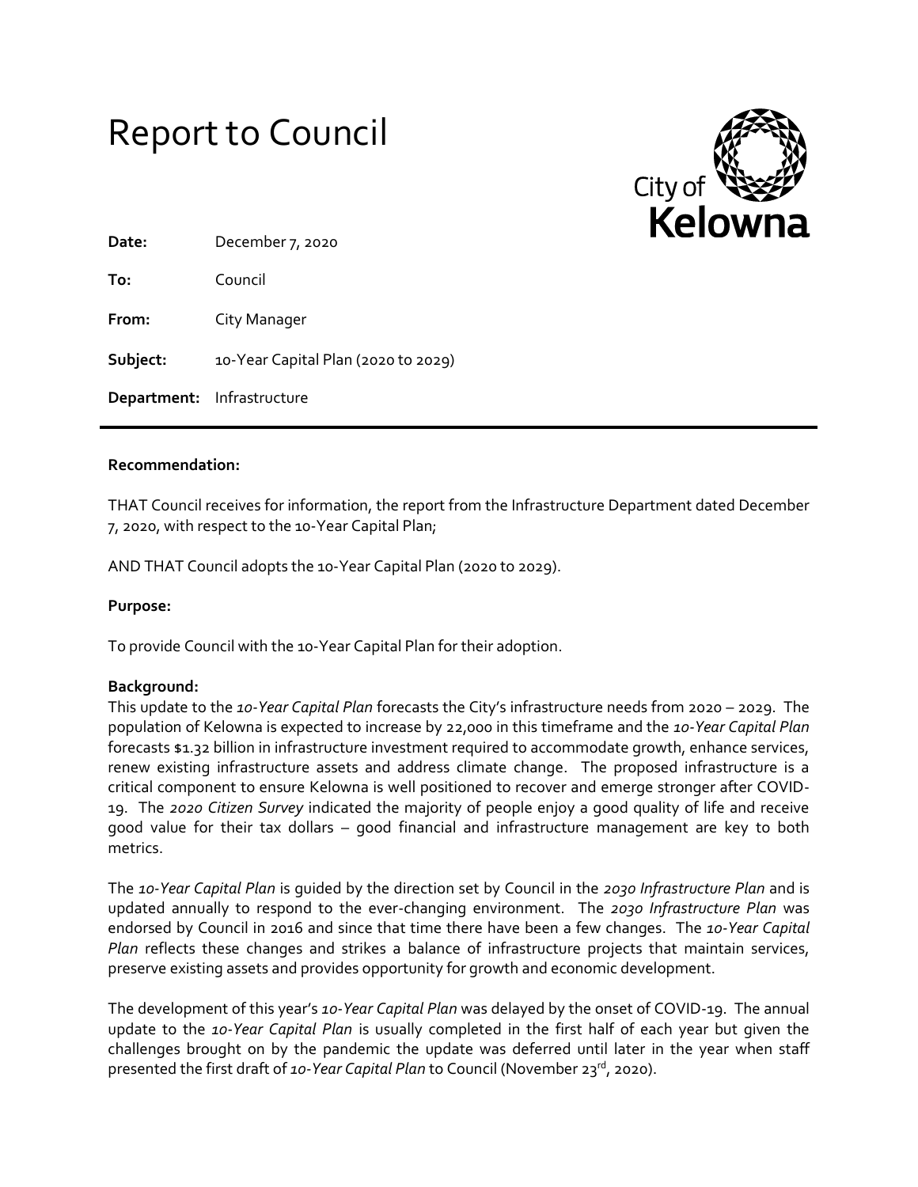# Report to Council

City of Kelowna

**Date:** December 7, 2020

**To:** Council

**From:** City Manager

**Subject:** 10-Year Capital Plan (2020 to 2029)

**Department:** Infrastructure

---

**Recommendation:**

THAT Council receives for information, the report from the Infrastructure Department dated December 7, 2020, with respect to the 10-Year Capital Plan;

AND THAT Council adopts the 10-Year Capital Plan (2020 to 2029).

**Purpose:**

To provide Council with the 10-Year Capital Plan for their adoption.

**Background:**

This update to the *10-Year Capital Plan* forecasts the City's infrastructure needs from 2020 – 2029. The population of Kelowna is expected to increase by 22,000 in this timeframe and the *10-Year Capital Plan* forecasts $1.32 billion in infrastructure investment required to accommodate growth, enhance services, renew existing infrastructure assets and address climate change. The proposed infrastructure is a critical component to ensure Kelowna is well positioned to recover and emerge stronger after COVID-19. The *2020 Citizen Survey* indicated the majority of people enjoy a good quality of life and receive good value for their tax dollars – good financial and infrastructure management are key to both metrics.

The *10-Year Capital Plan* is guided by the direction set by Council in the *2030 Infrastructure Plan* and is updated annually to respond to the ever-changing environment. The *2030 Infrastructure Plan* was endorsed by Council in 2016 and since that time there have been a few changes. The *10-Year Capital Plan* reflects these changes and strikes a balance of infrastructure projects that maintain services, preserve existing assets and provides opportunity for growth and economic development.

The development of this year's *10-Year Capital Plan* was delayed by the onset of COVID-19. The annual update to the *10-Year Capital Plan* is usually completed in the first half of each year but given the challenges brought on by the pandemic the update was deferred until later in the year when staff presented the first draft of *10-Year Capital Plan* to Council (November 23rd, 2020).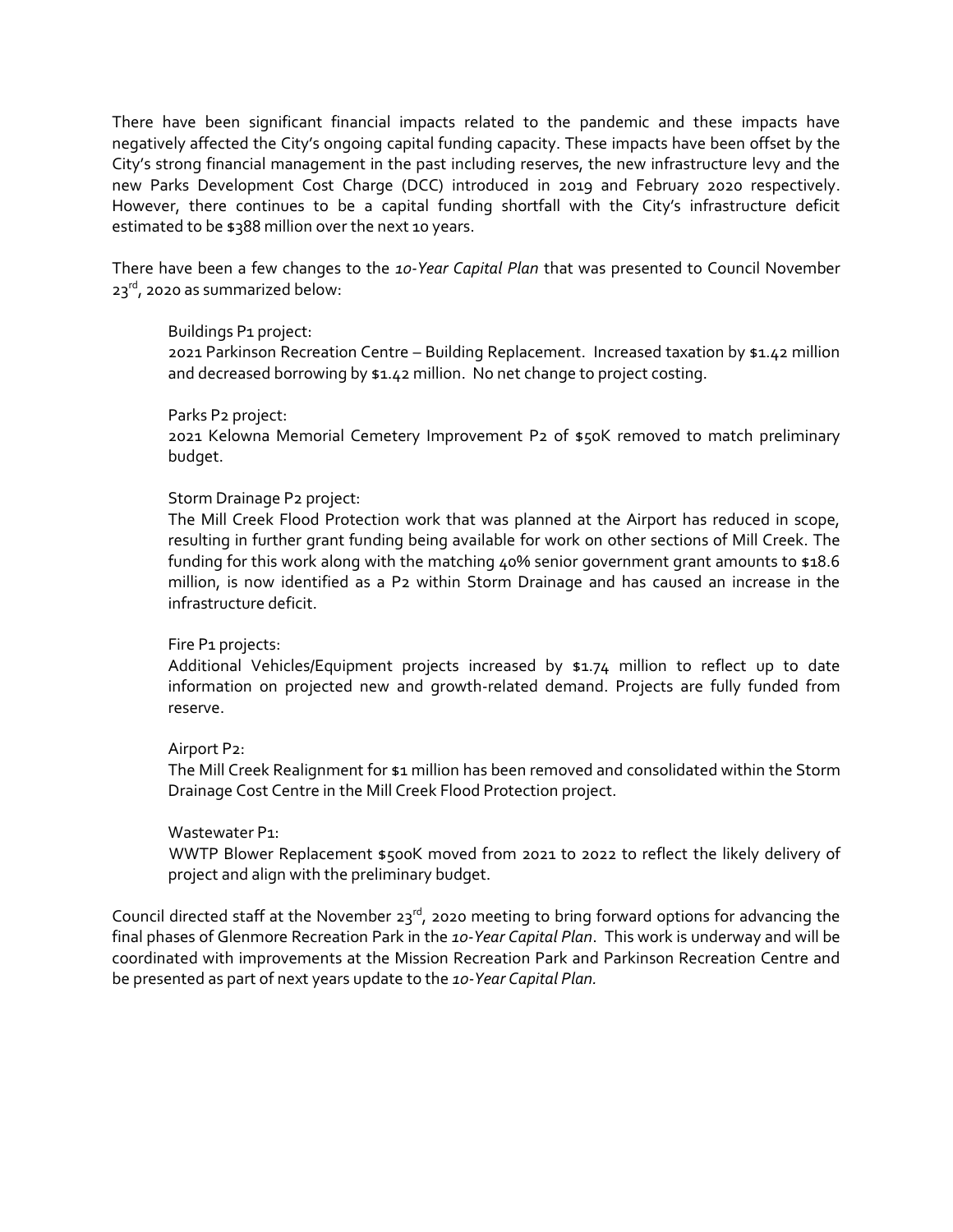There have been significant financial impacts related to the pandemic and these impacts have negatively affected the City's ongoing capital funding capacity. These impacts have been offset by the City's strong financial management in the past including reserves, the new infrastructure levy and the new Parks Development Cost Charge (DCC) introduced in 2019 and February 2020 respectively. However, there continues to be a capital funding shortfall with the City's infrastructure deficit estimated to be $388 million over the next 10 years.

There have been a few changes to the *10-Year Capital Plan* that was presented to Council November 23rd, 2020 as summarized below:

> Buildings P1 project:
> 2021 Parkinson Recreation Centre – Building Replacement. Increased taxation by $1.42 million and decreased borrowing by $1.42 million. No net change to project costing.
>
> Parks P2 project:
> 2021 Kelowna Memorial Cemetery Improvement P2 of $50K removed to match preliminary budget.
>
> Storm Drainage P2 project:
> The Mill Creek Flood Protection work that was planned at the Airport has reduced in scope, resulting in further grant funding being available for work on other sections of Mill Creek. The funding for this work along with the matching 40% senior government grant amounts to $18.6 million, is now identified as a P2 within Storm Drainage and has caused an increase in the infrastructure deficit.
>
> Fire P1 projects:
> Additional Vehicles/Equipment projects increased by $1.74 million to reflect up to date information on projected new and growth-related demand. Projects are fully funded from reserve.
>
> Airport P2:
> The Mill Creek Realignment for $1 million has been removed and consolidated within the Storm Drainage Cost Centre in the Mill Creek Flood Protection project.
>
> Wastewater P1:
> WWTP Blower Replacement $500K moved from 2021 to 2022 to reflect the likely delivery of project and align with the preliminary budget.

Council directed staff at the November 23rd, 2020 meeting to bring forward options for advancing the final phases of Glenmore Recreation Park in the *10-Year Capital Plan*. This work is underway and will be coordinated with improvements at the Mission Recreation Park and Parkinson Recreation Centre and be presented as part of next years update to the *10-Year Capital Plan.*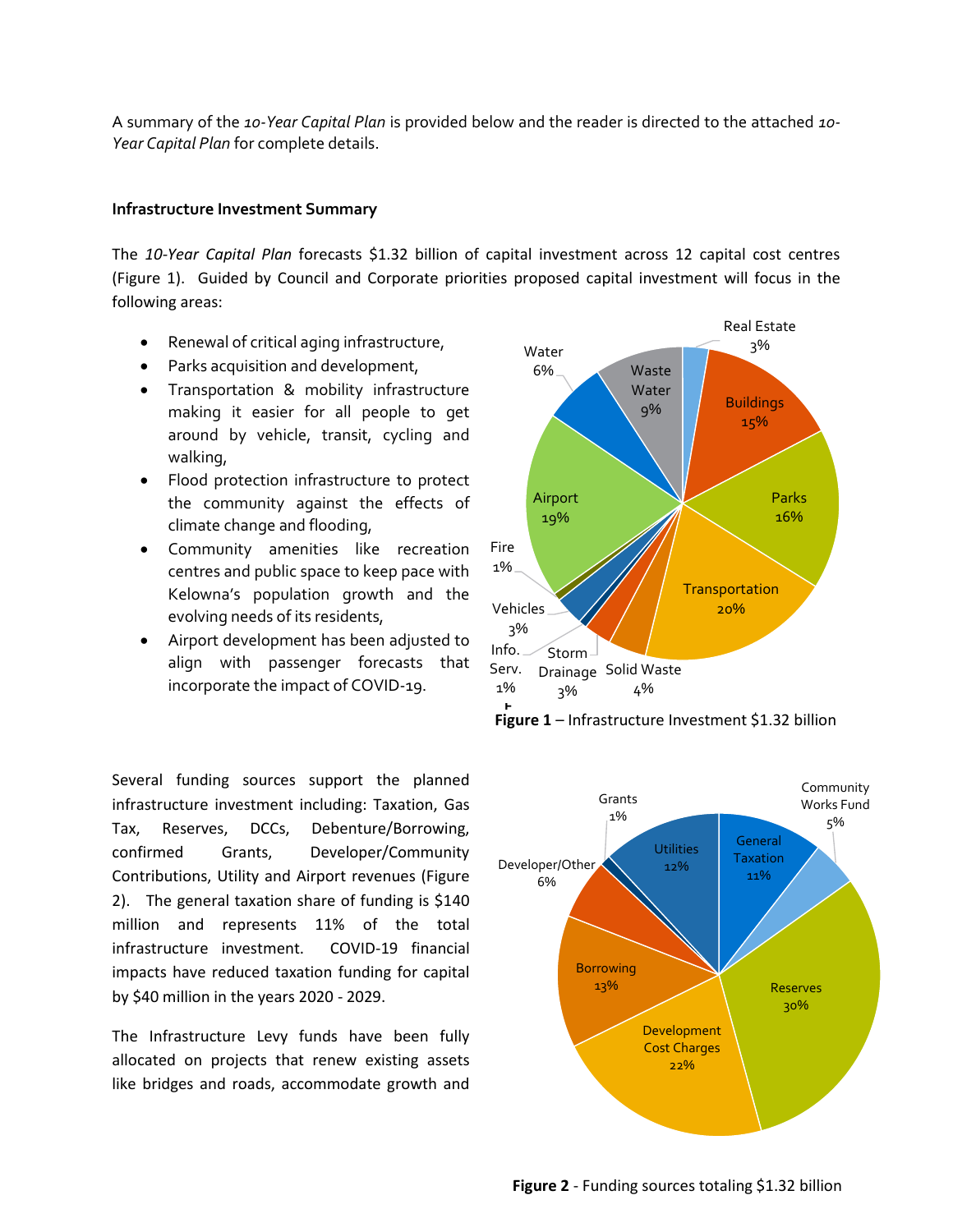A summary of the *10-Year Capital Plan* is provided below and the reader is directed to the attached *10-Year Capital Plan* for complete details.

**Infrastructure Investment Summary**

The *10-Year Capital Plan* forecasts $1.32 billion of capital investment across 12 capital cost centres (Figure 1). Guided by Council and Corporate priorities proposed capital investment will focus in the following areas:

- Renewal of critical aging infrastructure,
- Parks acquisition and development,
- Transportation & mobility infrastructure making it easier for all people to get around by vehicle, transit, cycling and walking,
- Flood protection infrastructure to protect the community against the effects of climate change and flooding,
- Community amenities like recreation centres and public space to keep pace with Kelowna's population growth and the evolving needs of its residents,
- Airport development has been adjusted to align with passenger forecasts that incorporate the impact of COVID-19.

Real Estate 3%, Buildings 15%, Parks 16%, Transportation 20%, Solid Waste 4%, Storm Drainage 3%, Info. Serv. 1%, Vehicles 3%, Fire 1%, Airport 19%, Water 6%, Waste Water 9%

**Figure 1** – Infrastructure Investment $1.32 billion

Several funding sources support the planned infrastructure investment including: Taxation, Gas Tax, Reserves, DCCs, Debenture/Borrowing, confirmed Grants, Developer/Community Contributions, Utility and Airport revenues (Figure 2). The general taxation share of funding is $140 million and represents 11% of the total infrastructure investment. COVID-19 financial impacts have reduced taxation funding for capital by $40 million in the years 2020 - 2029.

The Infrastructure Levy funds have been fully allocated on projects that renew existing assets like bridges and roads, accommodate growth and

General Taxation 11%, Community Works Fund 5%, Reserves 30%, Development Cost Charges 22%, Borrowing 13%, Developer/Other 6%, Grants 1%, Utilities 12%

**Figure 2** - Funding sources totaling $1.32 billion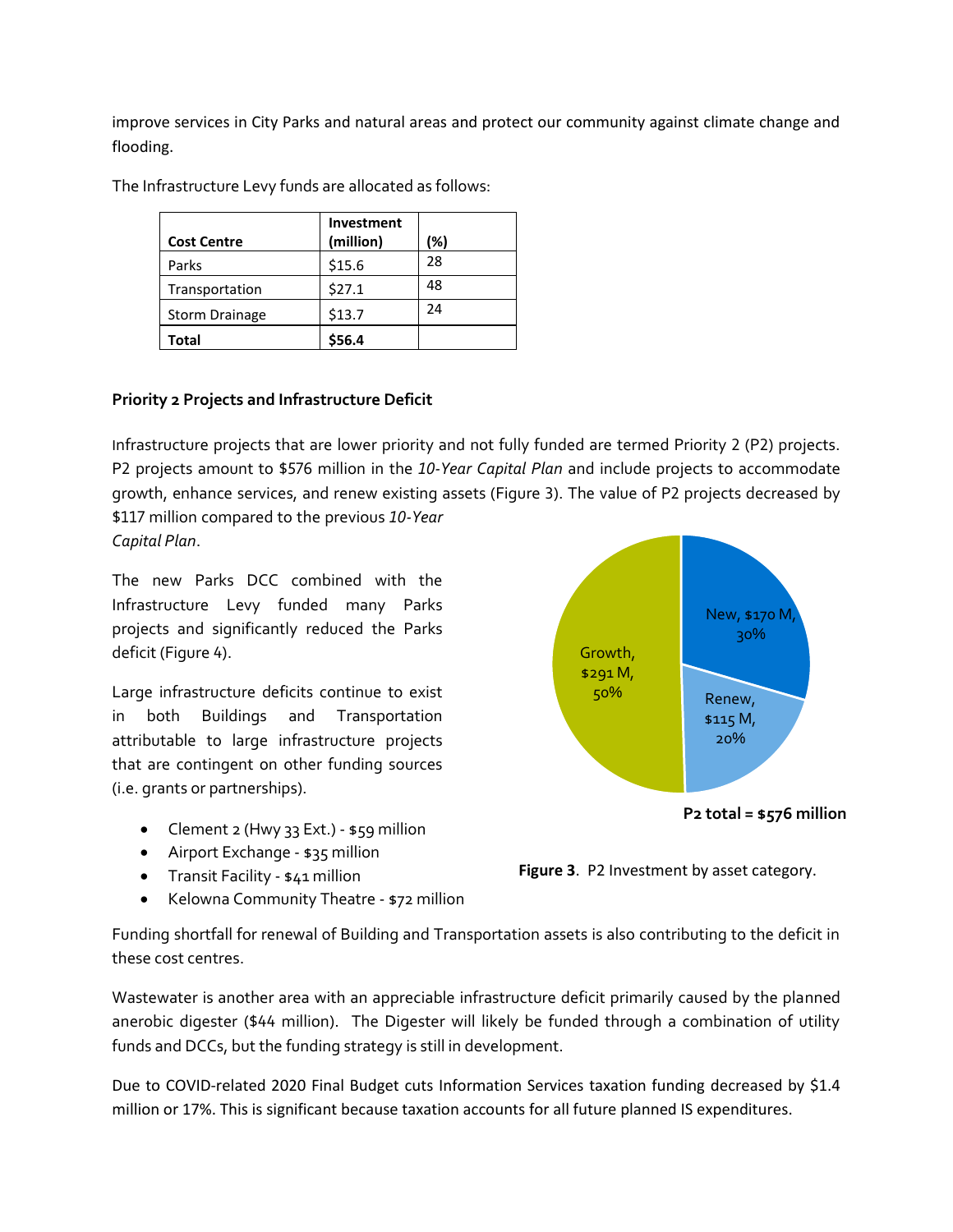improve services in City Parks and natural areas and protect our community against climate change and flooding.

The Infrastructure Levy funds are allocated as follows:

| Cost Centre | Investment (million) | (%) |
|---|---|---|
| Parks | $15.6 | 28 |
| Transportation | $27.1 | 48 |
| Storm Drainage | $13.7 | 24 |
| **Total** | **$56.4** | |

**Priority 2 Projects and Infrastructure Deficit**

Infrastructure projects that are lower priority and not fully funded are termed Priority 2 (P2) projects. P2 projects amount to $576 million in the *10-Year Capital Plan* and include projects to accommodate growth, enhance services, and renew existing assets (Figure 3). The value of P2 projects decreased by $117 million compared to the previous *10-Year Capital Plan*.

The new Parks DCC combined with the Infrastructure Levy funded many Parks projects and significantly reduced the Parks deficit (Figure 4).

Large infrastructure deficits continue to exist in both Buildings and Transportation attributable to large infrastructure projects that are contingent on other funding sources (i.e. grants or partnerships).

- Clement 2 (Hwy 33 Ext.) - $59 million
- Airport Exchange - $35 million
- Transit Facility - $41 million
- Kelowna Community Theatre - $72 million

New, $170 M, 30%
Renew, $115 M, 20%
Growth, $291 M, 50%

**P2 total = $576 million**

**Figure 3**. P2 Investment by asset category.

Funding shortfall for renewal of Building and Transportation assets is also contributing to the deficit in these cost centres.

Wastewater is another area with an appreciable infrastructure deficit primarily caused by the planned anerobic digester ($44 million). The Digester will likely be funded through a combination of utility funds and DCCs, but the funding strategy is still in development.

Due to COVID-related 2020 Final Budget cuts Information Services taxation funding decreased by $1.4 million or 17%. This is significant because taxation accounts for all future planned IS expenditures.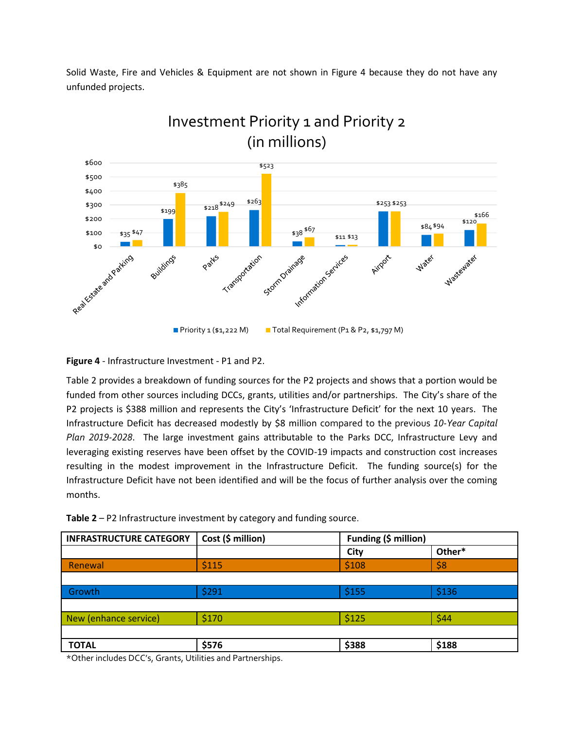Solid Waste, Fire and Vehicles & Equipment are not shown in Figure 4 because they do not have any unfunded projects.

**Investment Priority 1 and Priority 2 (in millions)**

| Category | Priority 1 ($1,222 M) | Total Requirement (P1 & P2, $1,797 M) |
|---|---|---|
| Real Estate and Parking | $35 | $47 |
| Buildings | $199 | $385 |
| Parks | $218 | $249 |
| Transportation | $263 | $523 |
| Storm Drainage | $38 | $67 |
| Information Services | $11 | $13 |
| Airport | $253 | $253 |
| Water | $84 | $94 |
| Wastewater | $120 | $166 |

**Figure 4** - Infrastructure Investment - P1 and P2.

Table 2 provides a breakdown of funding sources for the P2 projects and shows that a portion would be funded from other sources including DCCs, grants, utilities and/or partnerships. The City's share of the P2 projects is $388 million and represents the City's 'Infrastructure Deficit' for the next 10 years. The Infrastructure Deficit has decreased modestly by $8 million compared to the previous *10-Year Capital Plan 2019-2028*. The large investment gains attributable to the Parks DCC, Infrastructure Levy and leveraging existing reserves have been offset by the COVID-19 impacts and construction cost increases resulting in the modest improvement in the Infrastructure Deficit. The funding source(s) for the Infrastructure Deficit have not been identified and will be the focus of further analysis over the coming months.

**Table 2** – P2 Infrastructure investment by category and funding source.

| INFRASTRUCTURE CATEGORY | Cost ($ million) | Funding ($ million) | |
|---|---|---|---|
| | | City | Other* |
| Renewal | $115 | $108 | $8 |
| Growth | $291 | $155 | $136 |
| New (enhance service) | $170 | $125 | $44 |
| **TOTAL** | **$576** | **$388** | **$188** |

*Other includes DCC's, Grants, Utilities and Partnerships.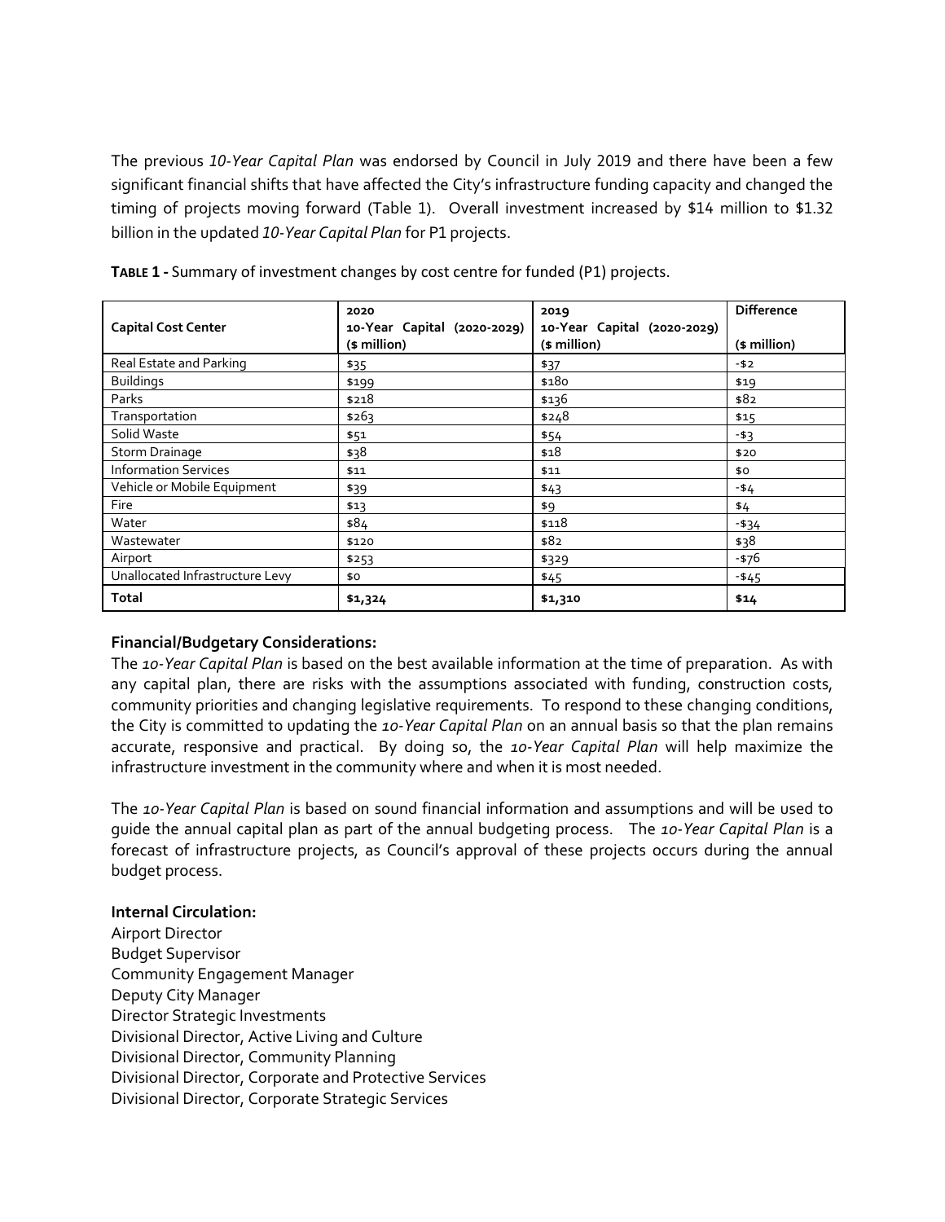The previous *10-Year Capital Plan* was endorsed by Council in July 2019 and there have been a few significant financial shifts that have affected the City's infrastructure funding capacity and changed the timing of projects moving forward (Table 1). Overall investment increased by $14 million to $1.32 billion in the updated *10-Year Capital Plan* for P1 projects.

**TABLE 1 -** Summary of investment changes by cost centre for funded (P1) projects.

| Capital Cost Center | 2020 10-Year Capital (2020-2029) ($ million) | 2019 10-Year Capital (2020-2029) ($ million) | Difference ($ million) |
|---|---|---|---|
| Real Estate and Parking | $35 | $37 | -$2 |
| Buildings | $199 | $180 | $19 |
| Parks | $218 | $136 | $82 |
| Transportation | $263 | $248 | $15 |
| Solid Waste | $51 | $54 | -$3 |
| Storm Drainage | $38 | $18 | $20 |
| Information Services | $11 | $11 | $0 |
| Vehicle or Mobile Equipment | $39 | $43 | -$4 |
| Fire | $13 | $9 | $4 |
| Water | $84 | $118 | -$34 |
| Wastewater | $120 | $82 | $38 |
| Airport | $253 | $329 | -$76 |
| Unallocated Infrastructure Levy | $0 | $45 | -$45 |
| **Total** | **$1,324** | **$1,310** | **$14** |

**Financial/Budgetary Considerations:**
The *10-Year Capital Plan* is based on the best available information at the time of preparation. As with any capital plan, there are risks with the assumptions associated with funding, construction costs, community priorities and changing legislative requirements. To respond to these changing conditions, the City is committed to updating the *10-Year Capital Plan* on an annual basis so that the plan remains accurate, responsive and practical. By doing so, the *10-Year Capital Plan* will help maximize the infrastructure investment in the community where and when it is most needed.

The *10-Year Capital Plan* is based on sound financial information and assumptions and will be used to guide the annual capital plan as part of the annual budgeting process. The *10-Year Capital Plan* is a forecast of infrastructure projects, as Council's approval of these projects occurs during the annual budget process.

**Internal Circulation:**
Airport Director
Budget Supervisor
Community Engagement Manager
Deputy City Manager
Director Strategic Investments
Divisional Director, Active Living and Culture
Divisional Director, Community Planning
Divisional Director, Corporate and Protective Services
Divisional Director, Corporate Strategic Services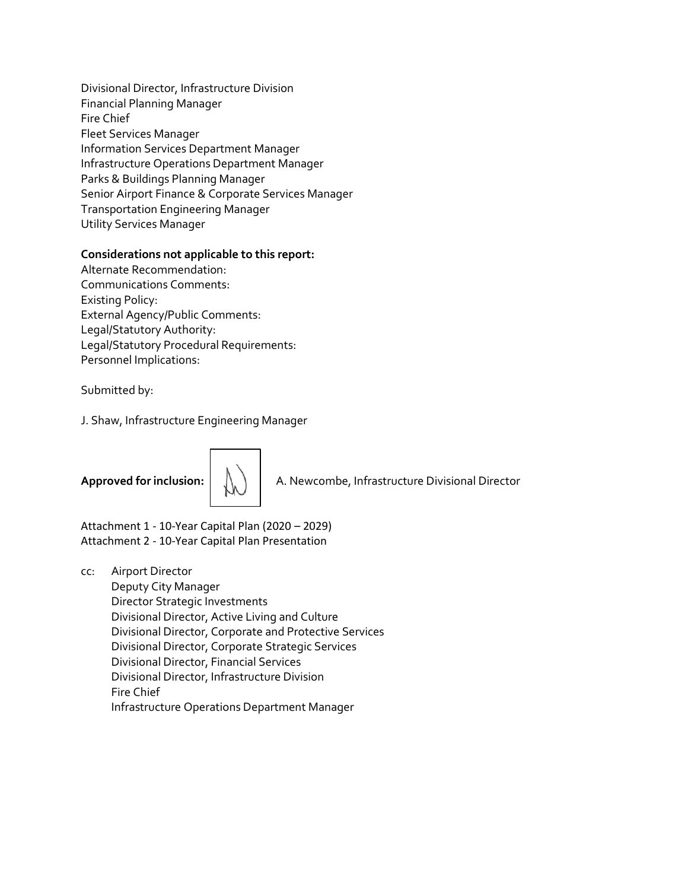Divisional Director, Infrastructure Division
Financial Planning Manager
Fire Chief
Fleet Services Manager
Information Services Department Manager
Infrastructure Operations Department Manager
Parks & Buildings Planning Manager
Senior Airport Finance & Corporate Services Manager
Transportation Engineering Manager
Utility Services Manager

**Considerations not applicable to this report:**
Alternate Recommendation:
Communications Comments:
Existing Policy:
External Agency/Public Comments:
Legal/Statutory Authority:
Legal/Statutory Procedural Requirements:
Personnel Implications:

Submitted by:

J. Shaw, Infrastructure Engineering Manager

**Approved for inclusion:** A. Newcombe, Infrastructure Divisional Director

Attachment 1 - 10-Year Capital Plan (2020 – 2029)
Attachment 2 - 10-Year Capital Plan Presentation

cc: Airport Director
Deputy City Manager
Director Strategic Investments
Divisional Director, Active Living and Culture
Divisional Director, Corporate and Protective Services
Divisional Director, Corporate Strategic Services
Divisional Director, Financial Services
Divisional Director, Infrastructure Division
Fire Chief
Infrastructure Operations Department Manager